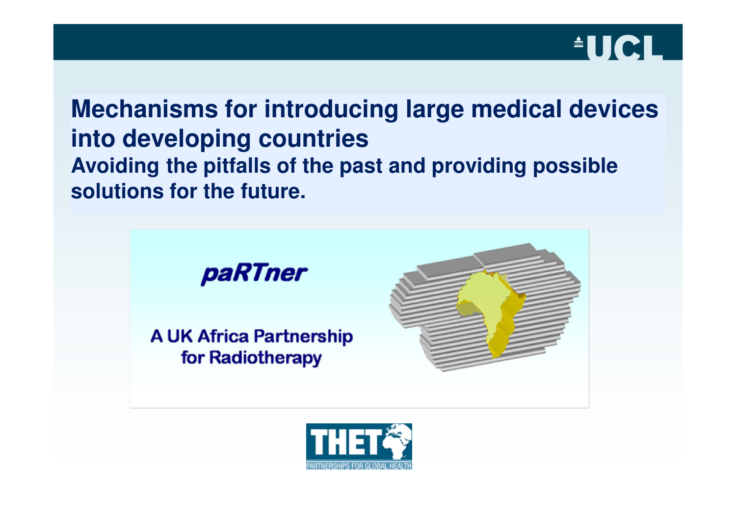# Mechanisms for introducing large medical devices into developing countries

## Avoiding the pitfalls of the past and providing possible solutions for the future.

*paRTner*

A UK Africa Partnership for Radiotherapy

THET

PARTNERSHIPS FOR GLOBAL HEALTH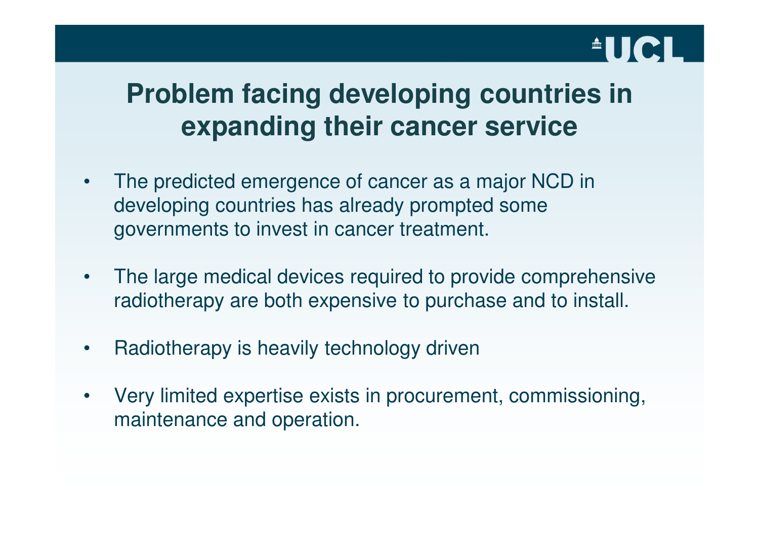# Problem facing developing countries in expanding their cancer service

- The predicted emergence of cancer as a major NCD in developing countries has already prompted some governments to invest in cancer treatment.
- The large medical devices required to provide comprehensive radiotherapy are both expensive to purchase and to install.
- Radiotherapy is heavily technology driven
- Very limited expertise exists in procurement, commissioning, maintenance and operation.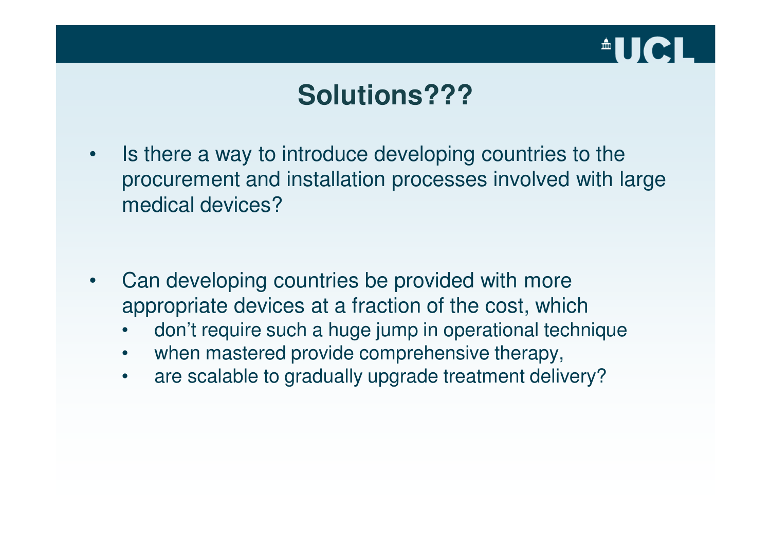# Solutions???

- Is there a way to introduce developing countries to the procurement and installation processes involved with large medical devices?

- Can developing countries be provided with more appropriate devices at a fraction of the cost, which
  - don't require such a huge jump in operational technique
  - when mastered provide comprehensive therapy,
  - are scalable to gradually upgrade treatment delivery?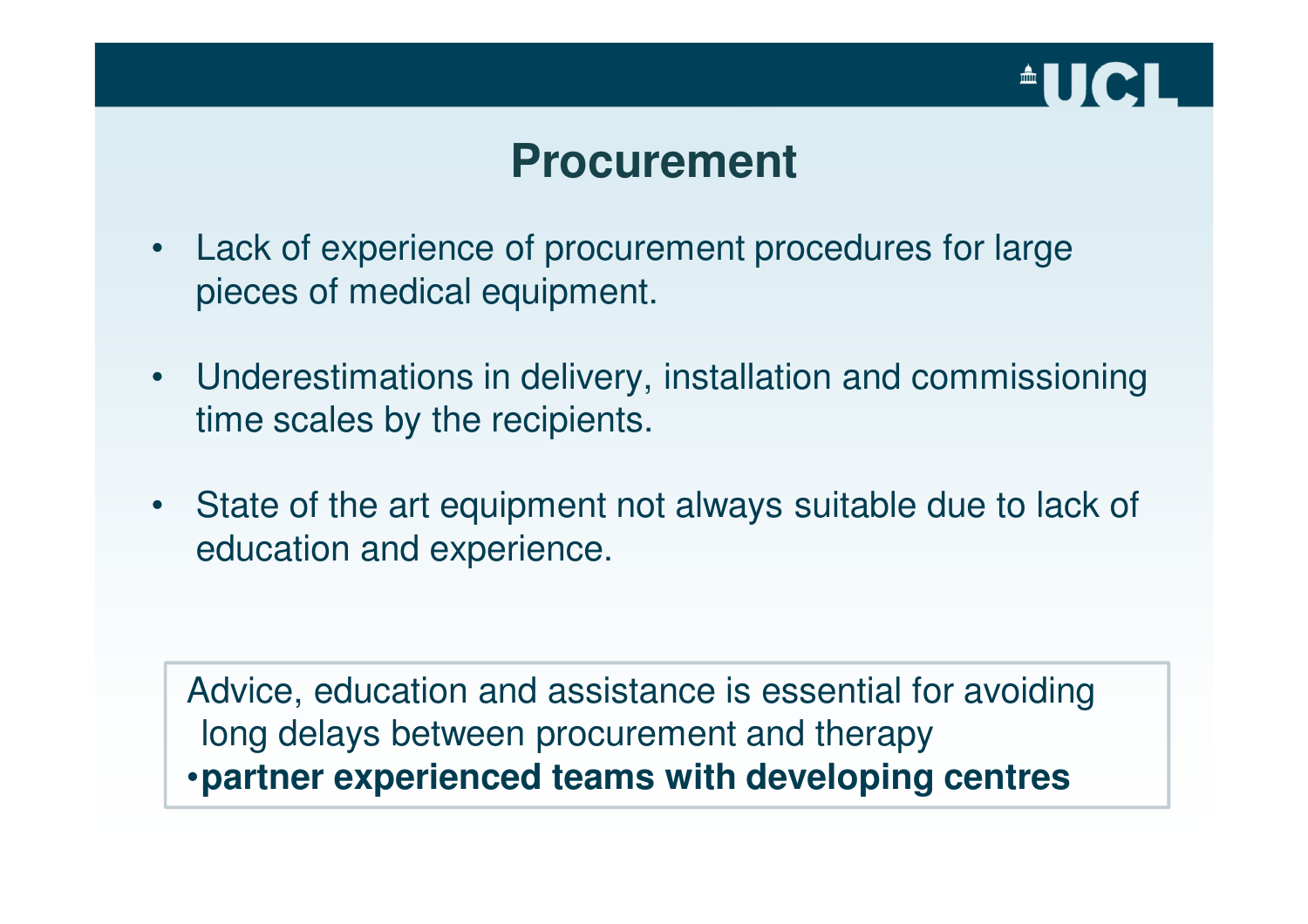# Procurement

- Lack of experience of procurement procedures for large pieces of medical equipment.
- Underestimations in delivery, installation and commissioning time scales by the recipients.
- State of the art equipment not always suitable due to lack of education and experience.

Advice, education and assistance is essential for avoiding long delays between procurement and therapy

- **partner experienced teams with developing centres**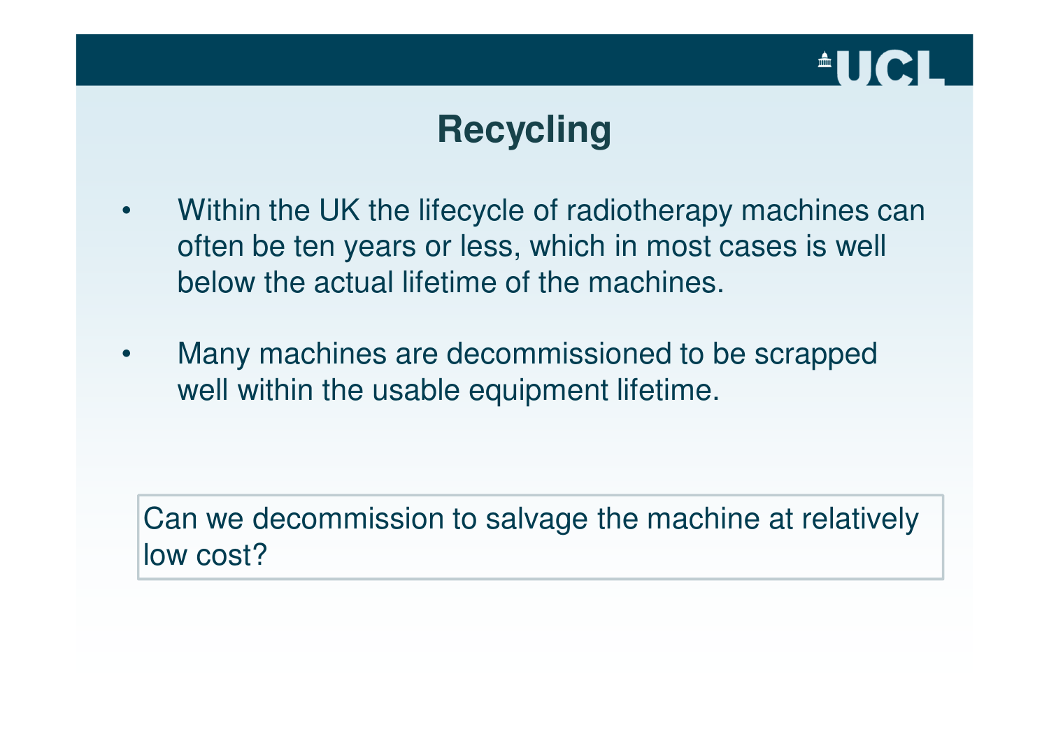# Recycling

- Within the UK the lifecycle of radiotherapy machines can often be ten years or less, which in most cases is well below the actual lifetime of the machines.

- Many machines are decommissioned to be scrapped well within the usable equipment lifetime.

> Can we decommission to salvage the machine at relatively low cost?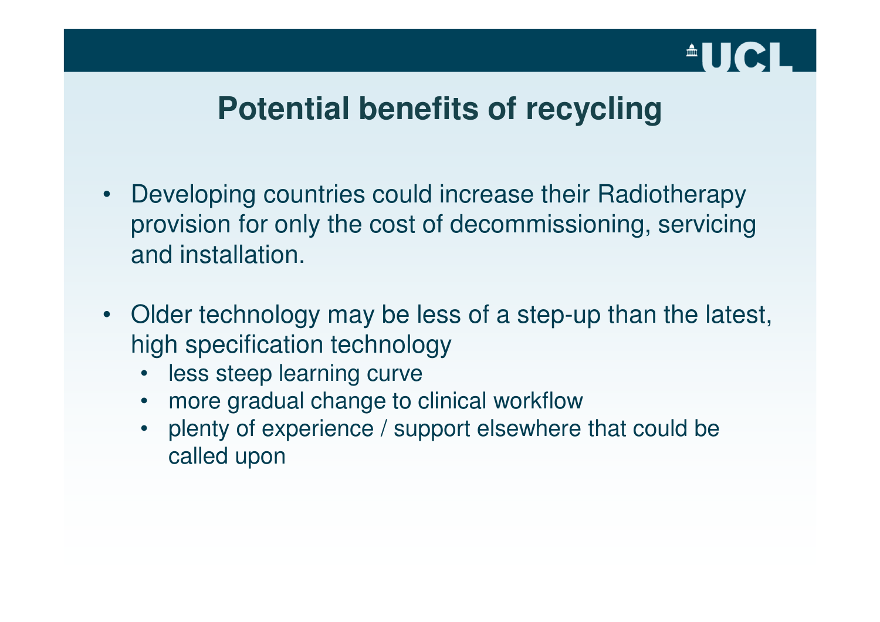# Potential benefits of recycling

- Developing countries could increase their Radiotherapy provision for only the cost of decommissioning, servicing and installation.
- Older technology may be less of a step-up than the latest, high specification technology
  - less steep learning curve
  - more gradual change to clinical workflow
  - plenty of experience / support elsewhere that could be called upon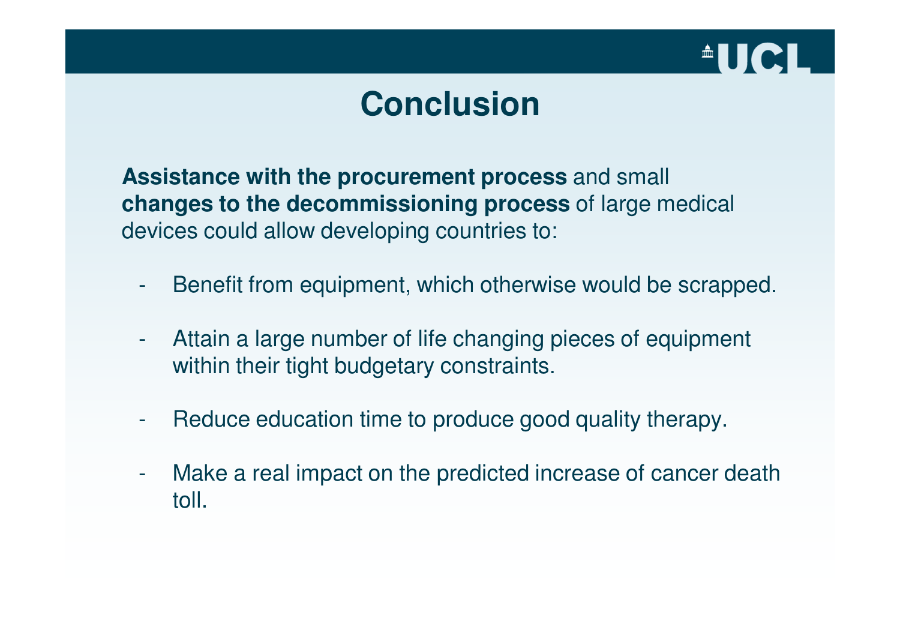# Conclusion

**Assistance with the procurement process** and small **changes to the decommissioning process** of large medical devices could allow developing countries to:

- Benefit from equipment, which otherwise would be scrapped.
- Attain a large number of life changing pieces of equipment within their tight budgetary constraints.
- Reduce education time to produce good quality therapy.
- Make a real impact on the predicted increase of cancer death toll.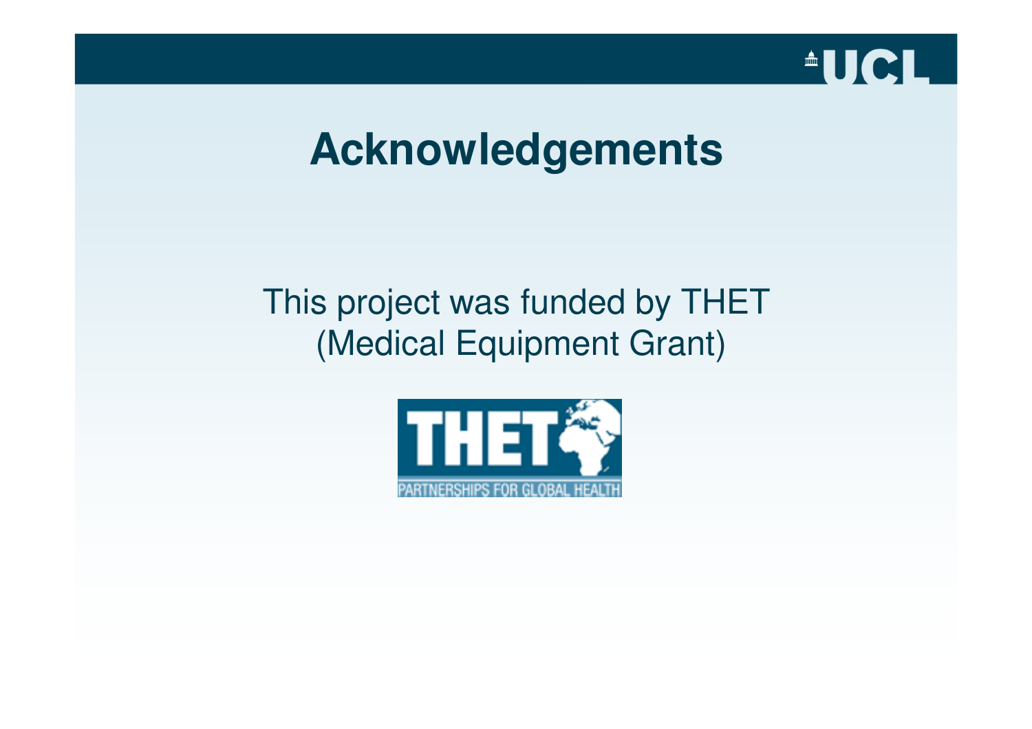# Acknowledgements

This project was funded by THET (Medical Equipment Grant)

THET

PARTNERSHIPS FOR GLOBAL HEALTH